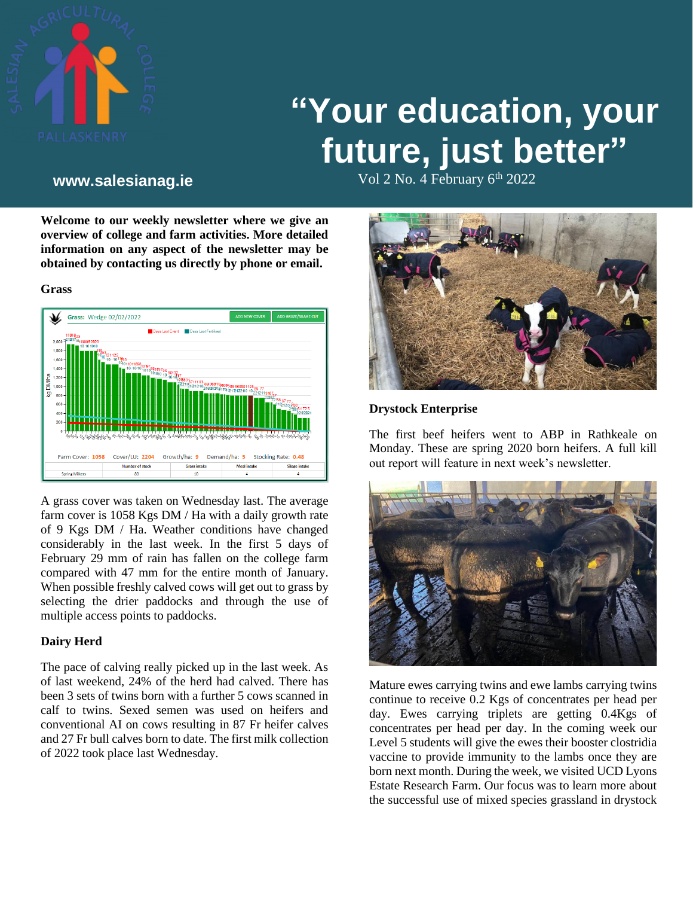# "Your education, your future, just better"

www.salesianag.ie

Vol 2 No. 4 February 6th 2022

**Welcome to our weekly newsletter where we give an overview of college and farm activities. More detailed information on any aspect of the newsletter may be obtained by contacting us directly by phone or email.**

### Grass

A grass cover was taken on Wednesday last. The average farm cover is 1058 Kgs DM / Ha with a daily growth rate of 9 Kgs DM / Ha. Weather conditions have changed considerably in the last week. In the first 5 days of February 29 mm of rain has fallen on the college farm compared with 47 mm for the entire month of January. When possible freshly calved cows will get out to grass by selecting the drier paddocks and through the use of multiple access points to paddocks.

### Dairy Herd

The pace of calving really picked up in the last week. As of last weekend, 24% of the herd had calved. There has been 3 sets of twins born with a further 5 cows scanned in calf to twins. Sexed semen was used on heifers and conventional AI on cows resulting in 87 Fr heifer calves and 27 Fr bull calves born to date. The first milk collection of 2022 took place last Wednesday.

### Drystock Enterprise

The first beef heifers went to ABP in Rathkeale on Monday. These are spring 2020 born heifers. A full kill out report will feature in next week's newsletter.

Mature ewes carrying twins and ewe lambs carrying twins continue to receive 0.2 Kgs of concentrates per head per day. Ewes carrying triplets are getting 0.4Kgs of concentrates per head per day. In the coming week our Level 5 students will give the ewes their booster clostridia vaccine to provide immunity to the lambs once they are born next month. During the week, we visited UCD Lyons Estate Research Farm. Our focus was to learn more about the successful use of mixed species grassland in drystock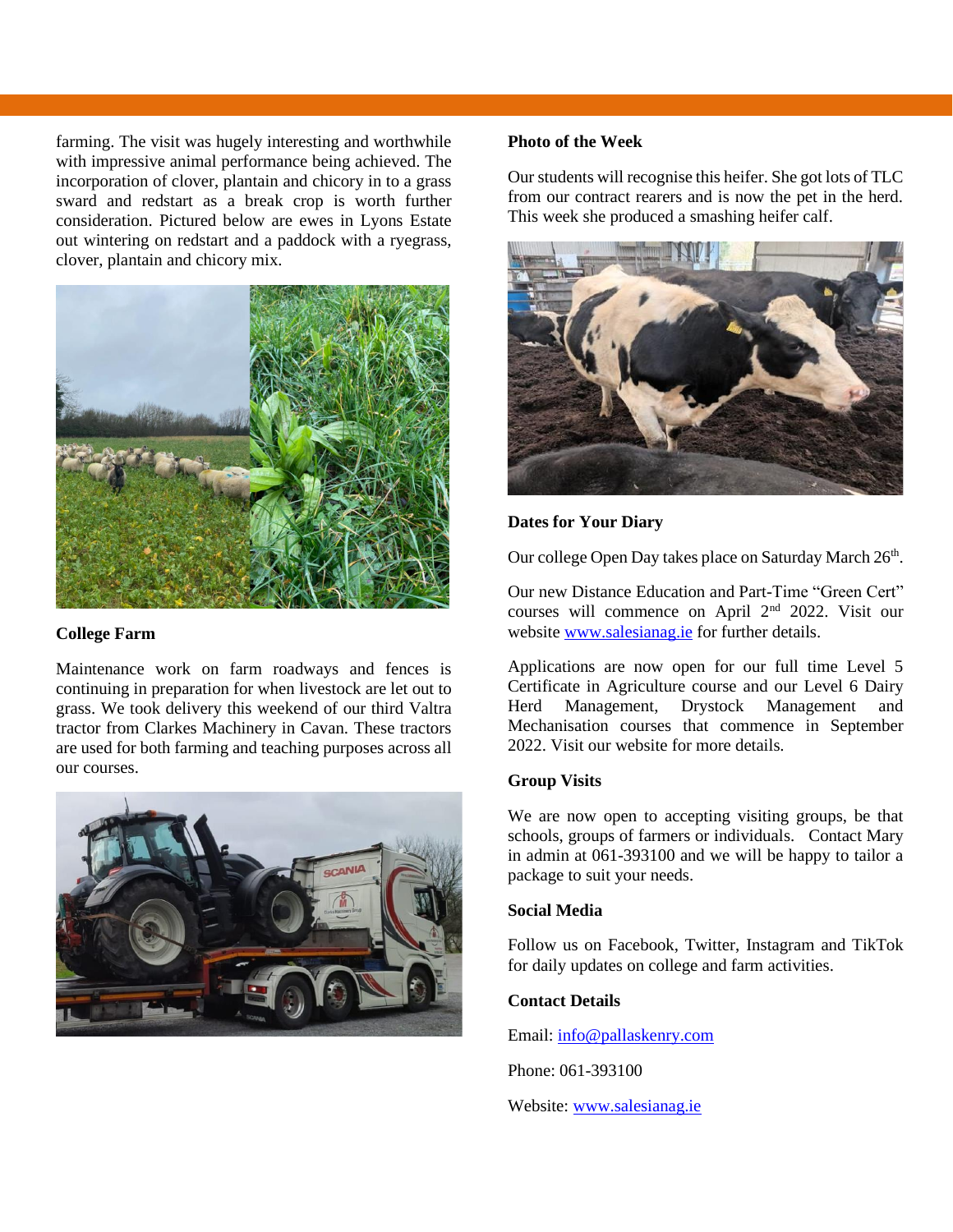farming. The visit was hugely interesting and worthwhile with impressive animal performance being achieved. The incorporation of clover, plantain and chicory in to a grass sward and redstart as a break crop is worth further consideration. Pictured below are ewes in Lyons Estate out wintering on redstart and a paddock with a ryegrass, clover, plantain and chicory mix.

**College Farm**

Maintenance work on farm roadways and fences is continuing in preparation for when livestock are let out to grass. We took delivery this weekend of our third Valtra tractor from Clarkes Machinery in Cavan. These tractors are used for both farming and teaching purposes across all our courses.

**Photo of the Week**

Our students will recognise this heifer. She got lots of TLC from our contract rearers and is now the pet in the herd. This week she produced a smashing heifer calf.

**Dates for Your Diary**

Our college Open Day takes place on Saturday March 26th.

Our new Distance Education and Part-Time "Green Cert" courses will commence on April 2nd 2022. Visit our website www.salesianag.ie for further details.

Applications are now open for our full time Level 5 Certificate in Agriculture course and our Level 6 Dairy Herd Management, Drystock Management and Mechanisation courses that commence in September 2022. Visit our website for more details.

**Group Visits**

We are now open to accepting visiting groups, be that schools, groups of farmers or individuals. Contact Mary in admin at 061-393100 and we will be happy to tailor a package to suit your needs.

**Social Media**

Follow us on Facebook, Twitter, Instagram and TikTok for daily updates on college and farm activities.

**Contact Details**

Email: info@pallaskenry.com

Phone: 061-393100

Website: www.salesianag.ie